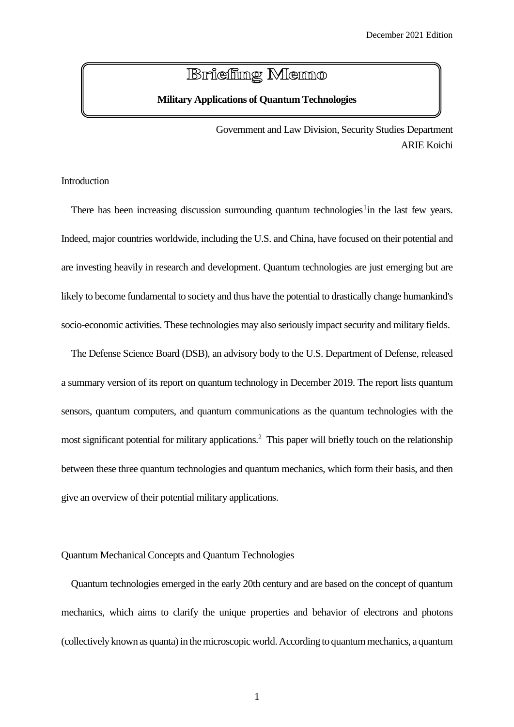December 2021 Edition

# Briefing Memo

**Military Applications of Quantum Technologies**

Government and Law Division, Security Studies Department
ARIE Koichi

## Introduction

There has been increasing discussion surrounding quantum technologies[1] in the last few years. Indeed, major countries worldwide, including the U.S. and China, have focused on their potential and are investing heavily in research and development. Quantum technologies are just emerging but are likely to become fundamental to society and thus have the potential to drastically change humankind's socio-economic activities. These technologies may also seriously impact security and military fields.

The Defense Science Board (DSB), an advisory body to the U.S. Department of Defense, released a summary version of its report on quantum technology in December 2019. The report lists quantum sensors, quantum computers, and quantum communications as the quantum technologies with the most significant potential for military applications.[2] This paper will briefly touch on the relationship between these three quantum technologies and quantum mechanics, which form their basis, and then give an overview of their potential military applications.

## Quantum Mechanical Concepts and Quantum Technologies

Quantum technologies emerged in the early 20th century and are based on the concept of quantum mechanics, which aims to clarify the unique properties and behavior of electrons and photons (collectively known as quanta) in the microscopic world. According to quantum mechanics, a quantum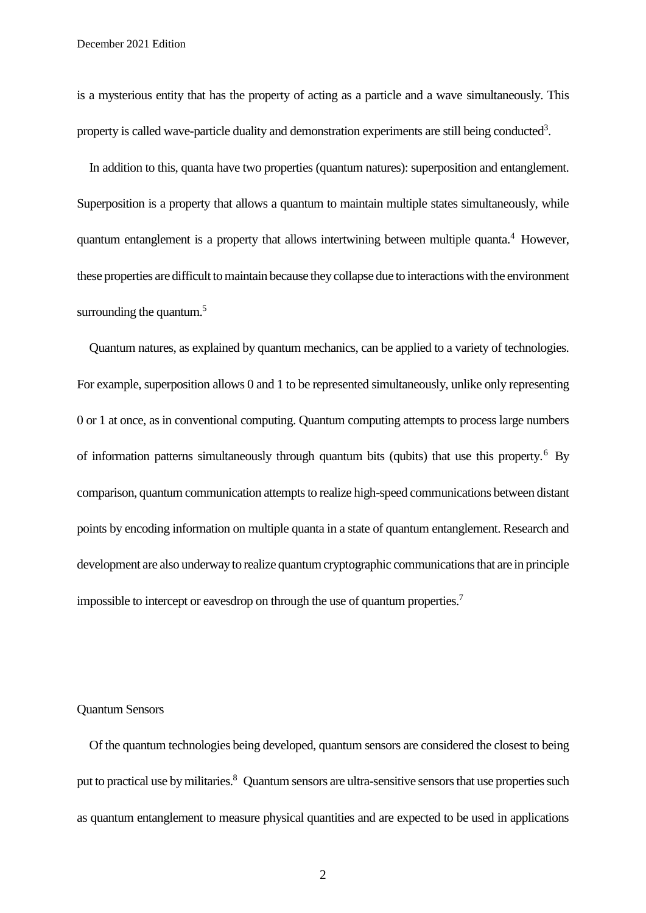is a mysterious entity that has the property of acting as a particle and a wave simultaneously. This property is called wave-particle duality and demonstration experiments are still being conducted[3].

In addition to this, quanta have two properties (quantum natures): superposition and entanglement. Superposition is a property that allows a quantum to maintain multiple states simultaneously, while quantum entanglement is a property that allows intertwining between multiple quanta.[4] However, these properties are difficult to maintain because they collapse due to interactions with the environment surrounding the quantum.[5]

Quantum natures, as explained by quantum mechanics, can be applied to a variety of technologies. For example, superposition allows 0 and 1 to be represented simultaneously, unlike only representing 0 or 1 at once, as in conventional computing. Quantum computing attempts to process large numbers of information patterns simultaneously through quantum bits (qubits) that use this property.[6] By comparison, quantum communication attempts to realize high-speed communications between distant points by encoding information on multiple quanta in a state of quantum entanglement. Research and development are also underway to realize quantum cryptographic communications that are in principle impossible to intercept or eavesdrop on through the use of quantum properties.[7]

## Quantum Sensors

Of the quantum technologies being developed, quantum sensors are considered the closest to being put to practical use by militaries.[8] Quantum sensors are ultra-sensitive sensors that use properties such as quantum entanglement to measure physical quantities and are expected to be used in applications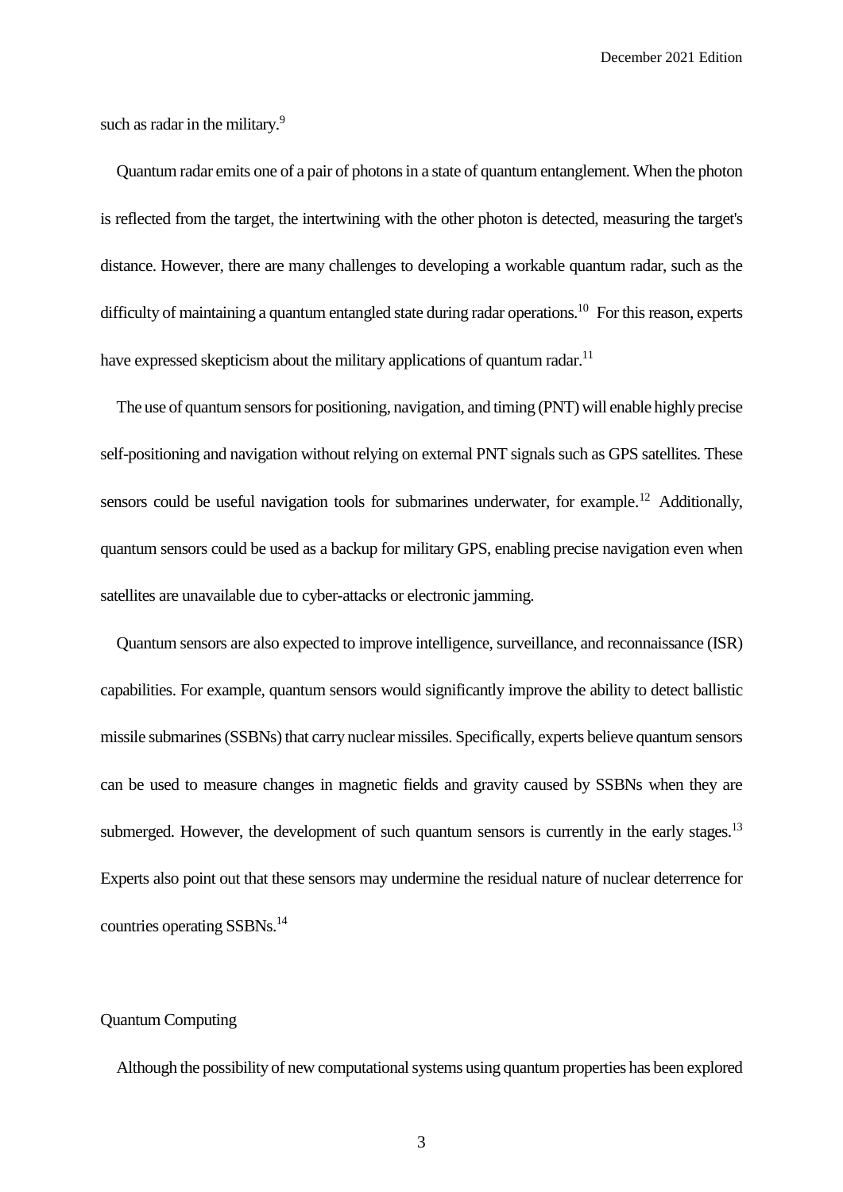such as radar in the military.[9]

Quantum radar emits one of a pair of photons in a state of quantum entanglement. When the photon is reflected from the target, the intertwining with the other photon is detected, measuring the target's distance. However, there are many challenges to developing a workable quantum radar, such as the difficulty of maintaining a quantum entangled state during radar operations.[10] For this reason, experts have expressed skepticism about the military applications of quantum radar.[11]

The use of quantum sensors for positioning, navigation, and timing (PNT) will enable highly precise self-positioning and navigation without relying on external PNT signals such as GPS satellites. These sensors could be useful navigation tools for submarines underwater, for example.[12] Additionally, quantum sensors could be used as a backup for military GPS, enabling precise navigation even when satellites are unavailable due to cyber-attacks or electronic jamming.

Quantum sensors are also expected to improve intelligence, surveillance, and reconnaissance (ISR) capabilities. For example, quantum sensors would significantly improve the ability to detect ballistic missile submarines (SSBNs) that carry nuclear missiles. Specifically, experts believe quantum sensors can be used to measure changes in magnetic fields and gravity caused by SSBNs when they are submerged. However, the development of such quantum sensors is currently in the early stages.[13] Experts also point out that these sensors may undermine the residual nature of nuclear deterrence for countries operating SSBNs.[14]

## Quantum Computing

Although the possibility of new computational systems using quantum properties has been explored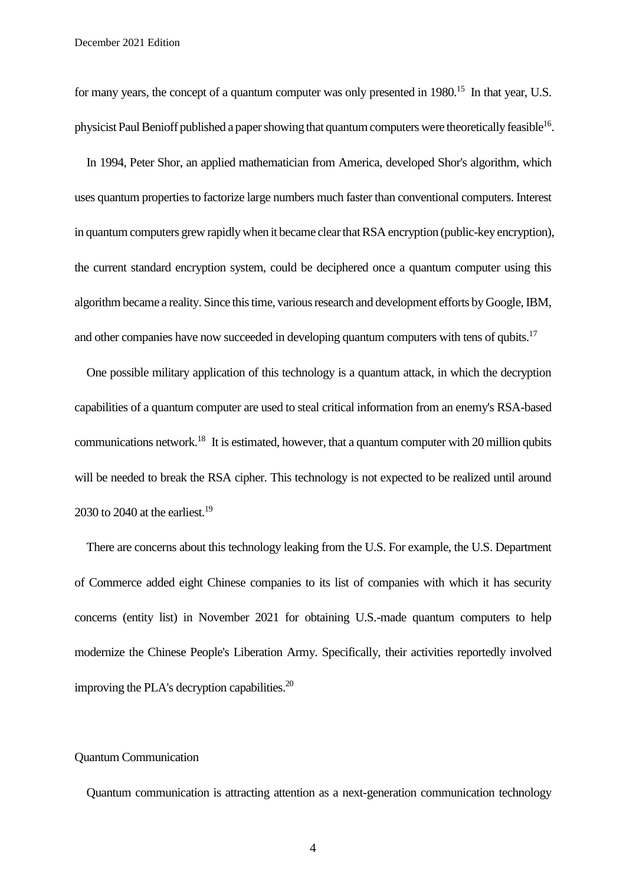for many years, the concept of a quantum computer was only presented in 1980.[15] In that year, U.S. physicist Paul Benioff published a paper showing that quantum computers were theoretically feasible[16].

In 1994, Peter Shor, an applied mathematician from America, developed Shor's algorithm, which uses quantum properties to factorize large numbers much faster than conventional computers. Interest in quantum computers grew rapidly when it became clear that RSA encryption (public-key encryption), the current standard encryption system, could be deciphered once a quantum computer using this algorithm became a reality. Since this time, various research and development efforts by Google, IBM, and other companies have now succeeded in developing quantum computers with tens of qubits.[17]

One possible military application of this technology is a quantum attack, in which the decryption capabilities of a quantum computer are used to steal critical information from an enemy's RSA-based communications network.[18] It is estimated, however, that a quantum computer with 20 million qubits will be needed to break the RSA cipher. This technology is not expected to be realized until around 2030 to 2040 at the earliest.[19]

There are concerns about this technology leaking from the U.S. For example, the U.S. Department of Commerce added eight Chinese companies to its list of companies with which it has security concerns (entity list) in November 2021 for obtaining U.S.-made quantum computers to help modernize the Chinese People's Liberation Army. Specifically, their activities reportedly involved improving the PLA's decryption capabilities.[20]

## Quantum Communication

Quantum communication is attracting attention as a next-generation communication technology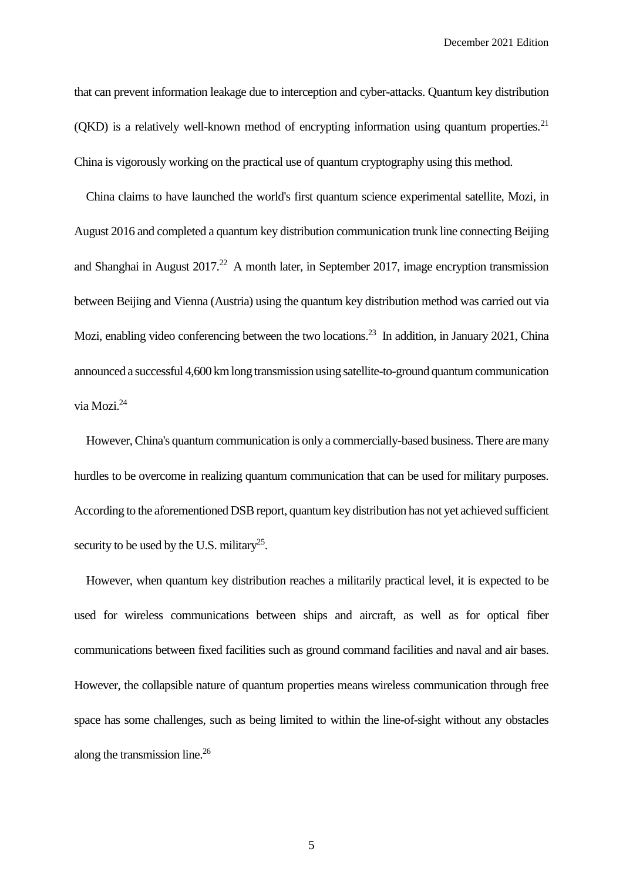that can prevent information leakage due to interception and cyber-attacks. Quantum key distribution (QKD) is a relatively well-known method of encrypting information using quantum properties.[21] China is vigorously working on the practical use of quantum cryptography using this method.

China claims to have launched the world's first quantum science experimental satellite, Mozi, in August 2016 and completed a quantum key distribution communication trunk line connecting Beijing and Shanghai in August 2017.[22] A month later, in September 2017, image encryption transmission between Beijing and Vienna (Austria) using the quantum key distribution method was carried out via Mozi, enabling video conferencing between the two locations.[23] In addition, in January 2021, China announced a successful 4,600 km long transmission using satellite-to-ground quantum communication via Mozi.[24]

However, China's quantum communication is only a commercially-based business. There are many hurdles to be overcome in realizing quantum communication that can be used for military purposes. According to the aforementioned DSB report, quantum key distribution has not yet achieved sufficient security to be used by the U.S. military[25].

However, when quantum key distribution reaches a militarily practical level, it is expected to be used for wireless communications between ships and aircraft, as well as for optical fiber communications between fixed facilities such as ground command facilities and naval and air bases. However, the collapsible nature of quantum properties means wireless communication through free space has some challenges, such as being limited to within the line-of-sight without any obstacles along the transmission line.[26]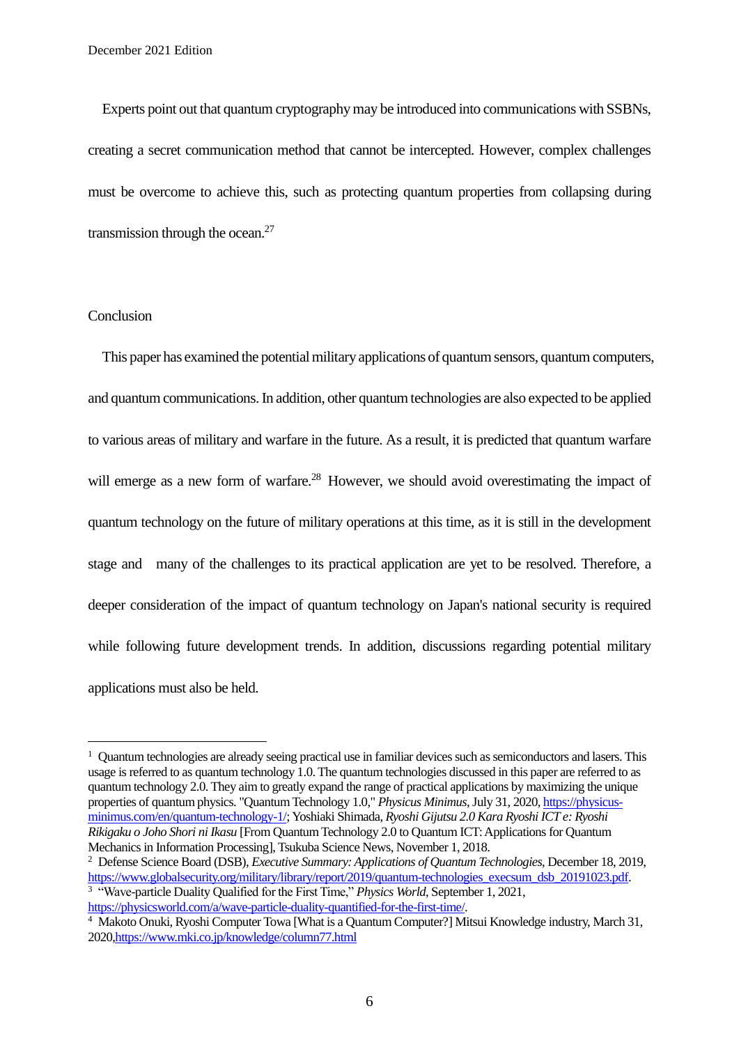Experts point out that quantum cryptography may be introduced into communications with SSBNs, creating a secret communication method that cannot be intercepted. However, complex challenges must be overcome to achieve this, such as protecting quantum properties from collapsing during transmission through the ocean.[27]

## Conclusion

This paper has examined the potential military applications of quantum sensors, quantum computers, and quantum communications. In addition, other quantum technologies are also expected to be applied to various areas of military and warfare in the future. As a result, it is predicted that quantum warfare will emerge as a new form of warfare.[28] However, we should avoid overestimating the impact of quantum technology on the future of military operations at this time, as it is still in the development stage and many of the challenges to its practical application are yet to be resolved. Therefore, a deeper consideration of the impact of quantum technology on Japan's national security is required while following future development trends. In addition, discussions regarding potential military applications must also be held.

---

[1] Quantum technologies are already seeing practical use in familiar devices such as semiconductors and lasers. This usage is referred to as quantum technology 1.0. The quantum technologies discussed in this paper are referred to as quantum technology 2.0. They aim to greatly expand the range of practical applications by maximizing the unique properties of quantum physics. "Quantum Technology 1.0," *Physicus Minimus*, July 31, 2020, https://physicus-minimus.com/en/quantum-technology-1/; Yoshiaki Shimada, *Ryoshi Gijutsu 2.0 Kara Ryoshi ICT e: Ryoshi Rikigaku o Joho Shori ni Ikasu* [From Quantum Technology 2.0 to Quantum ICT: Applications for Quantum Mechanics in Information Processing], Tsukuba Science News, November 1, 2018.

[2] Defense Science Board (DSB), *Executive Summary: Applications of Quantum Technologies*, December 18, 2019, https://www.globalsecurity.org/military/library/report/2019/quantum-technologies_execsum_dsb_20191023.pdf.

[3] "Wave-particle Duality Qualified for the First Time," *Physics World*, September 1, 2021, https://physicsworld.com/a/wave-particle-duality-quantified-for-the-first-time/.

[4] Makoto Onuki, Ryoshi Computer Towa [What is a Quantum Computer?] Mitsui Knowledge industry, March 31, 2020,https://www.mki.co.jp/knowledge/column77.html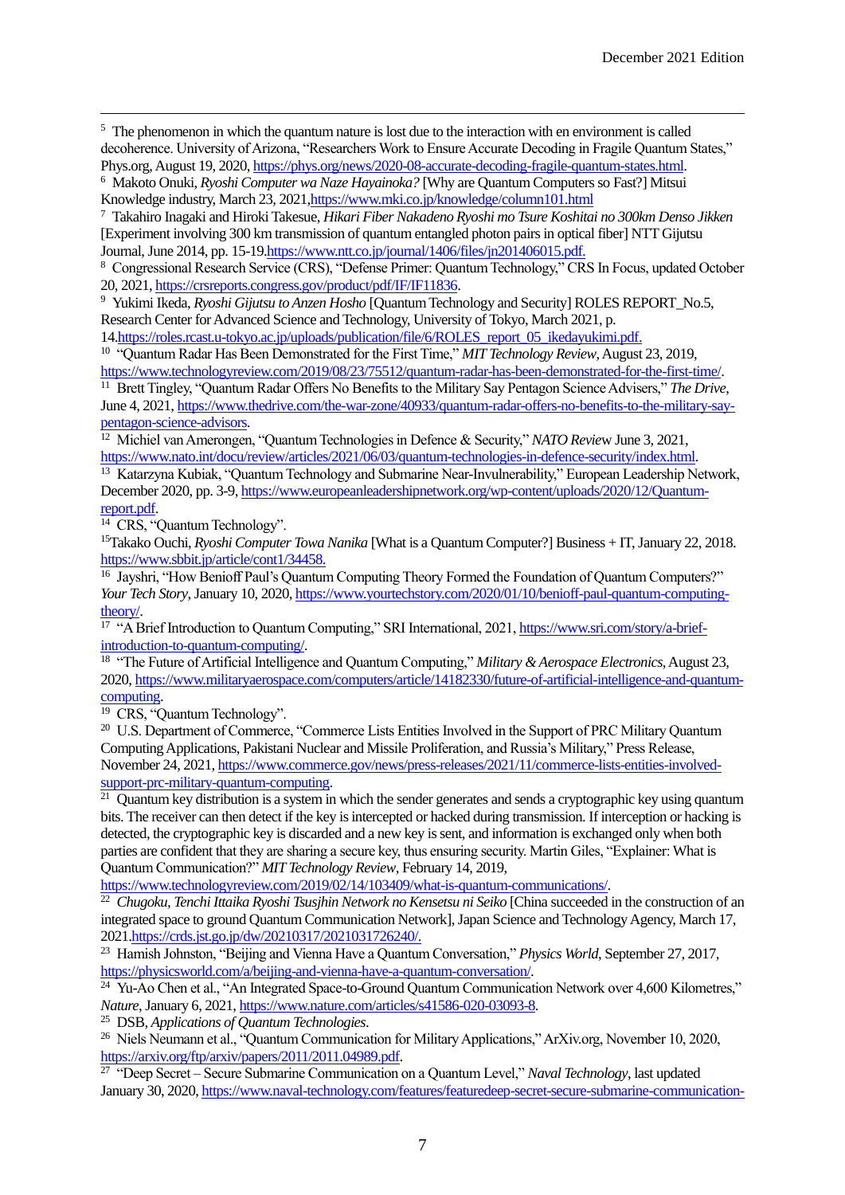[5] The phenomenon in which the quantum nature is lost due to the interaction with en environment is called decoherence. University of Arizona, "Researchers Work to Ensure Accurate Decoding in Fragile Quantum States," Phys.org, August 19, 2020, https://phys.org/news/2020-08-accurate-decoding-fragile-quantum-states.html.

[6] Makoto Onuki, *Ryoshi Computer wa Naze Hayainoka?* [Why are Quantum Computers so Fast?] Mitsui Knowledge industry, March 23, 2021,https://www.mki.co.jp/knowledge/column101.html

[7] Takahiro Inagaki and Hiroki Takesue, *Hikari Fiber Nakadeno Ryoshi mo Tsure Koshitai no 300km Denso Jikken* [Experiment involving 300 km transmission of quantum entangled photon pairs in optical fiber] NTT Gijutsu Journal, June 2014, pp. 15-19.https://www.ntt.co.jp/journal/1406/files/jn201406015.pdf.

[8] Congressional Research Service (CRS), "Defense Primer: Quantum Technology," CRS In Focus, updated October 20, 2021, https://crsreports.congress.gov/product/pdf/IF/IF11836.

[9] Yukimi Ikeda, *Ryoshi Gijutsu to Anzen Hosho* [Quantum Technology and Security] ROLES REPORT_No.5, Research Center for Advanced Science and Technology, University of Tokyo, March 2021, p. 14.https://roles.rcast.u-tokyo.ac.jp/uploads/publication/file/6/ROLES_report_05_ikedayukimi.pdf.

[10] "Quantum Radar Has Been Demonstrated for the First Time," *MIT Technology Review*, August 23, 2019, https://www.technologyreview.com/2019/08/23/75512/quantum-radar-has-been-demonstrated-for-the-first-time/.

[11] Brett Tingley, "Quantum Radar Offers No Benefits to the Military Say Pentagon Science Advisers," *The Drive*, June 4, 2021, https://www.thedrive.com/the-war-zone/40933/quantum-radar-offers-no-benefits-to-the-military-say-pentagon-science-advisors.

[12] Michiel van Amerongen, "Quantum Technologies in Defence & Security," *NATO Review* June 3, 2021, https://www.nato.int/docu/review/articles/2021/06/03/quantum-technologies-in-defence-security/index.html.

[13] Katarzyna Kubiak, "Quantum Technology and Submarine Near-Invulnerability," European Leadership Network, December 2020, pp. 3-9, https://www.europeanleadershipnetwork.org/wp-content/uploads/2020/12/Quantum-report.pdf.

[14] CRS, "Quantum Technology".

[15] Takako Ouchi, *Ryoshi Computer Towa Nanika* [What is a Quantum Computer?] Business + IT, January 22, 2018. https://www.sbbit.jp/article/cont1/34458.

[16] Jayshri, "How Benioff Paul's Quantum Computing Theory Formed the Foundation of Quantum Computers?" *Your Tech Story*, January 10, 2020, https://www.yourtechstory.com/2020/01/10/benioff-paul-quantum-computing-theory/.

[17] "A Brief Introduction to Quantum Computing," SRI International, 2021, https://www.sri.com/story/a-brief-introduction-to-quantum-computing/.

[18] "The Future of Artificial Intelligence and Quantum Computing," *Military & Aerospace Electronics*, August 23, 2020, https://www.militaryaerospace.com/computers/article/14182330/future-of-artificial-intelligence-and-quantum-computing.

[19] CRS, "Quantum Technology".

[20] U.S. Department of Commerce, "Commerce Lists Entities Involved in the Support of PRC Military Quantum Computing Applications, Pakistani Nuclear and Missile Proliferation, and Russia's Military," Press Release, November 24, 2021, https://www.commerce.gov/news/press-releases/2021/11/commerce-lists-entities-involved-support-prc-military-quantum-computing.

[21] Quantum key distribution is a system in which the sender generates and sends a cryptographic key using quantum bits. The receiver can then detect if the key is intercepted or hacked during transmission. If interception or hacking is detected, the cryptographic key is discarded and a new key is sent, and information is exchanged only when both parties are confident that they are sharing a secure key, thus ensuring security. Martin Giles, "Explainer: What is Quantum Communication?" *MIT Technology Review*, February 14, 2019, https://www.technologyreview.com/2019/02/14/103409/what-is-quantum-communications/.

[22] *Chugoku, Tenchi Ittaika Ryoshi Tsusjhin Network no Kensetsu ni Seiko* [China succeeded in the construction of an integrated space to ground Quantum Communication Network], Japan Science and Technology Agency, March 17, 2021.https://crds.jst.go.jp/dw/20210317/2021031726240/.

[23] Hamish Johnston, "Beijing and Vienna Have a Quantum Conversation," *Physics World*, September 27, 2017, https://physicsworld.com/a/beijing-and-vienna-have-a-quantum-conversation/.

[24] Yu-Ao Chen et al., "An Integrated Space-to-Ground Quantum Communication Network over 4,600 Kilometres," *Nature*, January 6, 2021, https://www.nature.com/articles/s41586-020-03093-8.

[25] DSB, *Applications of Quantum Technologies*.

[26] Niels Neumann et al., "Quantum Communication for Military Applications," ArXiv.org, November 10, 2020, https://arxiv.org/ftp/arxiv/papers/2011/2011.04989.pdf.

[27] "Deep Secret – Secure Submarine Communication on a Quantum Level," *Naval Technology*, last updated January 30, 2020, https://www.naval-technology.com/features/featuredeep-secret-secure-submarine-communication-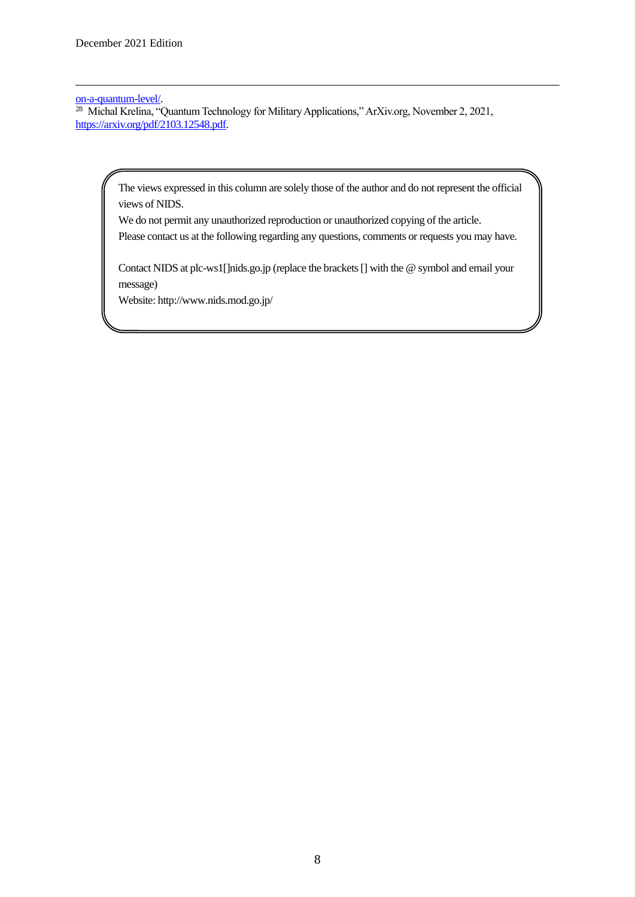on-a-quantum-level/.

[28] Michal Krelina, "Quantum Technology for Military Applications," ArXiv.org, November 2, 2021, https://arxiv.org/pdf/2103.12548.pdf.

The views expressed in this column are solely those of the author and do not represent the official views of NIDS.

We do not permit any unauthorized reproduction or unauthorized copying of the article.

Please contact us at the following regarding any questions, comments or requests you may have.

Contact NIDS at plc-ws1[]nids.go.jp (replace the brackets [] with the @ symbol and email your message)

Website: http://www.nids.mod.go.jp/